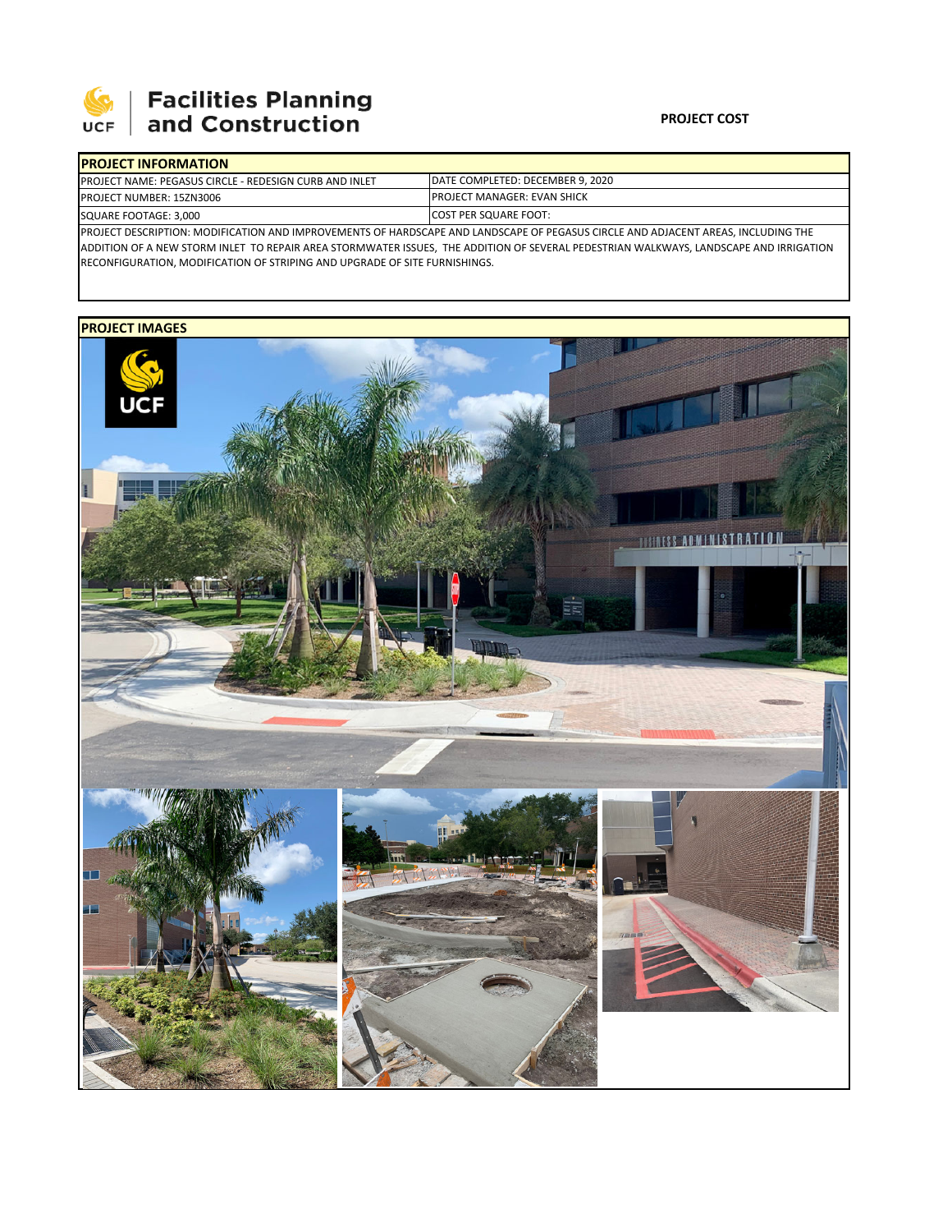**Facilities Planning and Construction**

**PROJECT COST**

| **PROJECT INFORMATION** | |
|---|---|
| PROJECT NAME: PEGASUS CIRCLE - REDESIGN CURB AND INLET | DATE COMPLETED: DECEMBER 9, 2020 |
| PROJECT NUMBER: 15ZN3006 | PROJECT MANAGER: EVAN SHICK |
| SQUARE FOOTAGE: 3,000 | COST PER SQUARE FOOT: |

PROJECT DESCRIPTION: MODIFICATION AND IMPROVEMENTS OF HARDSCAPE AND LANDSCAPE OF PEGASUS CIRCLE AND ADJACENT AREAS, INCLUDING THE ADDITION OF A NEW STORM INLET TO REPAIR AREA STORMWATER ISSUES, THE ADDITION OF SEVERAL PEDESTRIAN WALKWAYS, LANDSCAPE AND IRRIGATION RECONFIGURATION, MODIFICATION OF STRIPING AND UPGRADE OF SITE FURNISHINGS.

**PROJECT IMAGES**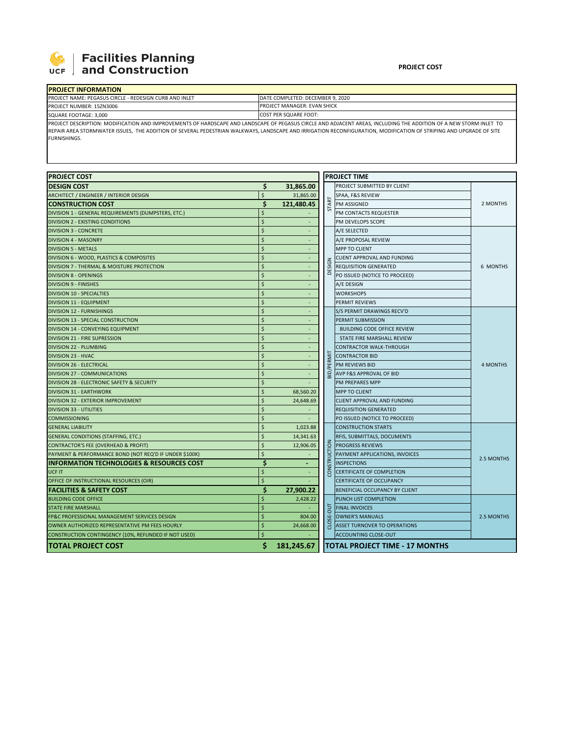**Facilities Planning and Construction**

**PROJECT COST**

| **PROJECT INFORMATION** | |
|---|---|
| PROJECT NAME: PEGASUS CIRCLE - REDESIGN CURB AND INLET | DATE COMPLETED: DECEMBER 9, 2020 |
| PROJECT NUMBER: 15ZN3006 | PROJECT MANAGER: EVAN SHICK |
| SQUARE FOOTAGE: 3,000 | COST PER SQUARE FOOT: |

PROJECT DESCRIPTION: MODIFICATION AND IMPROVEMENTS OF HARDSCAPE AND LANDSCAPE OF PEGASUS CIRCLE AND ADJACENT AREAS, INCLUDING THE ADDITION OF A NEW STORM INLET TO REPAIR AREA STORMWATER ISSUES, THE ADDITION OF SEVERAL PEDESTRIAN WALKWAYS, LANDSCAPE AND IRRIGATION RECONFIGURATION, MODIFICATION OF STRIPING AND UPGRADE OF SITE FURNISHINGS.

| **PROJECT COST** | |
|---|---|
| **DESIGN COST** | **$ 31,865.00** |
| ARCHITECT / ENGINEER / INTERIOR DESIGN | $ 31,865.00 |
| **CONSTRUCTION COST** | **$ 121,480.45** |
| DIVISION 1 - GENERAL REQUIREMENTS (DUMPSTERS, ETC.) | $ - |
| DIVISION 2 - EXISTING CONDITIONS | $ - |
| DIVISION 3 - CONCRETE | $ - |
| DIVISION 4 - MASONRY | $ - |
| DIVISION 5 - METALS | $ - |
| DIVISION 6 - WOOD, PLASTICS & COMPOSITES | $ - |
| DIVISION 7 - THERMAL & MOISTURE PROTECTION | $ - |
| DIVISION 8 - OPENINGS | $ - |
| DIVISION 9 - FINISHES | $ - |
| DIVISION 10 - SPECIALTIES | $ - |
| DIVISION 11 - EQUIPMENT | $ - |
| DIVISION 12 - FURNISHINGS | $ - |
| DIVISION 13 - SPECIAL CONSTRUCTION | $ - |
| DIVISION 14 - CONVEYING EQUIPMENT | $ - |
| DIVISION 21 - FIRE SUPRESSION | $ - |
| DIVISION 22 - PLUMBING | $ - |
| DIVISION 23 - HVAC | $ - |
| DIVISION 26 - ELECTRICAL | $ - |
| DIVISION 27 - COMMUNICATIONS | $ - |
| DIVISION 28 - ELECTRONIC SAFETY & SECURITY | $ - |
| DIVISION 31 - EARTHWORK | $ 68,560.20 |
| DIVISION 32 - EXTERIOR IMPROVEMENT | $ 24,648.69 |
| DIVISION 33 - UTILITIES | $ - |
| COMMISSIONING | $ - |
| GENERAL LIABILITY | $ 1,023.88 |
| GENERAL CONDITIONS (STAFFING, ETC.) | $ 14,341.63 |
| CONTRACTOR'S FEE (OVERHEAD & PROFIT) | $ 12,906.05 |
| PAYMENT & PERFORMANCE BOND (NOT REQ'D IF UNDER $100K) | $ - |
| **INFORMATION TECHNOLOGIES & RESOURCES COST** | **$ -** |
| UCF IT | $ - |
| OFFICE OF INSTRUCTIONAL RESOURCES (OIR) | $ - |
| **FACILITIES & SAFETY COST** | **$ 27,900.22** |
| BUILDING CODE OFFICE | $ 2,428.22 |
| STATE FIRE MARSHALL | $ - |
| FP&C PROFESSIONAL MANAGEMENT SERVICES DESIGN | $ 804.00 |
| OWNER AUTHORIZED REPRESENTATIVE PM FEES HOURLY | $ 24,668.00 |
| CONSTRUCTION CONTINGENCY (10%, REFUNDED IF NOT USED) | $ - |
| **TOTAL PROJECT COST** | **$ 181,245.67** |

| **PROJECT TIME** | | |
|---|---|---|
| START | PROJECT SUBMITTED BY CLIENT | 2 MONTHS |
| | SPAA, F&S REVIEW | |
| | PM ASSIGNED | |
| | PM CONTACTS REQUESTER | |
| | PM DEVELOPS SCOPE | |
| DESIGN | A/E SELECTED | 6 MONTHS |
| | A/E PROPOSAL REVIEW | |
| | MPP TO CLIENT | |
| | CLIENT APPROVAL AND FUNDING | |
| | REQUISITION GENERATED | |
| | PO ISSUED (NOTICE TO PROCEED) | |
| | A/E DESIGN | |
| | WORKSHOPS | |
| | PERMIT REVIEWS | |
| BID/PERMIT | S/S PERMIT DRAWINGS RECV'D | 4 MONTHS |
| | PERMIT SUBMISSION | |
| | BUILDING CODE OFFICE REVIEW | |
| | STATE FIRE MARSHALL REVIEW | |
| | CONTRACTOR WALK-THROUGH | |
| | CONTRACTOR BID | |
| | PM REVIEWS BID | |
| | AVP F&S APPROVAL OF BID | |
| | PM PREPARES MPP | |
| | MPP TO CLIENT | |
| | CLIENT APPROVAL AND FUNDING | |
| | REQUISITION GENERATED | |
| | PO ISSUED (NOTICE TO PROCEED) | |
| CONSTRUCTION | CONSTRUCTION STARTS | 2.5 MONTHS |
| | RFIS, SUBMITTALS, DOCUMENTS | |
| | PROGRESS REVIEWS | |
| | PAYMENT APPLICATIONS, INVOICES | |
| | INSPECTIONS | |
| | CERTIFICATE OF COMPLETION | |
| | CERTIFICATE OF OCCUPANCY | |
| | BENEFICIAL OCCUPANCY BY CLIENT | |
| CLOSE-OUT | PUNCH LIST COMPLETION | 2.5 MONTHS |
| | FINAL INVOICES | |
| | OWNER'S MANUALS | |
| | ASSET TURNOVER TO OPERATIONS | |
| | ACCOUNTING CLOSE-OUT | |
| **TOTAL PROJECT TIME - 17 MONTHS** | | |